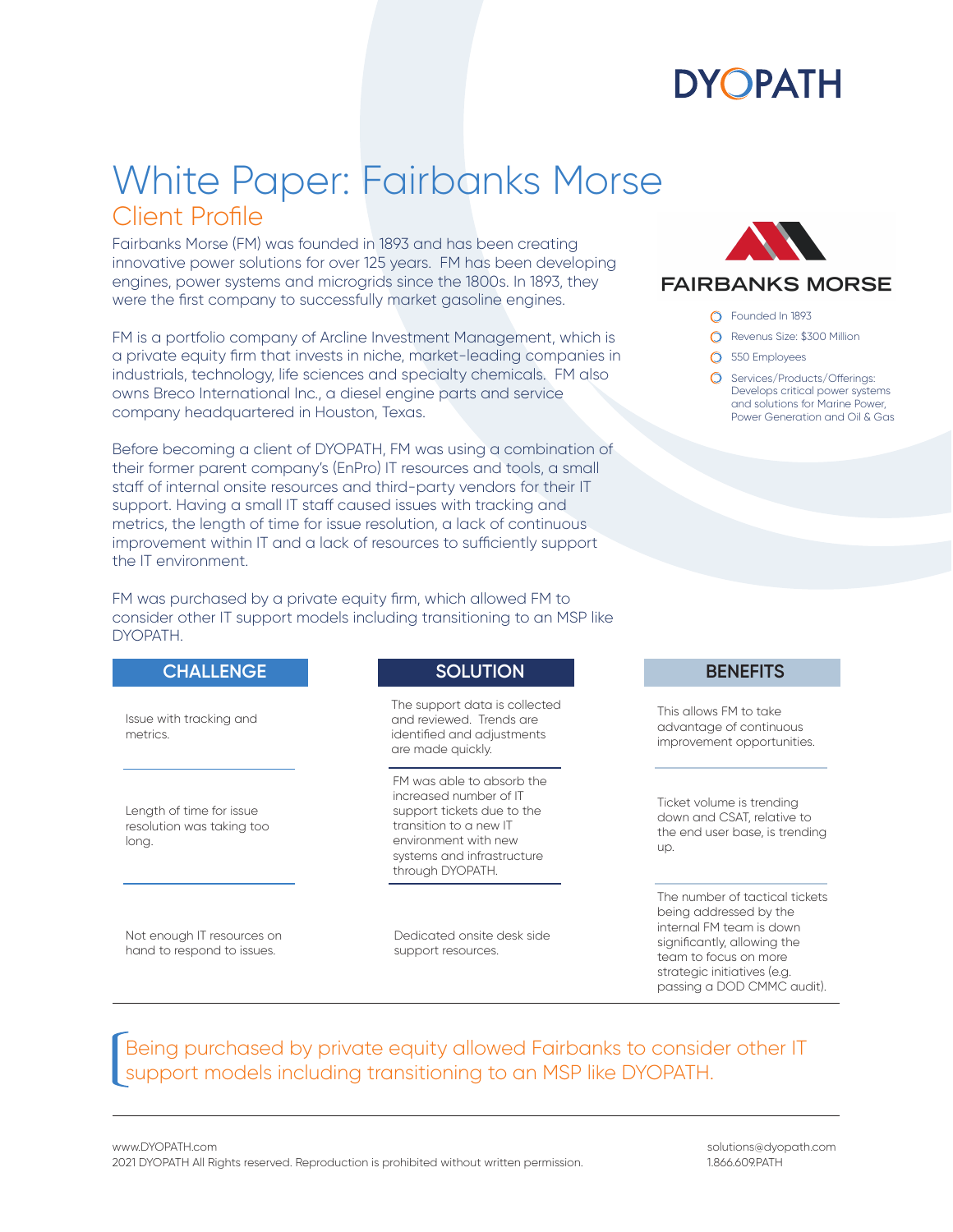DYOPATH

# White Paper: Fairbanks Morse

## Client Profile

Fairbanks Morse (FM) was founded in 1893 and has been creating innovative power solutions for over 125 years. FM has been developing engines, power systems and microgrids since the 1800s. In 1893, they were the first company to successfully market gasoline engines.

FM is a portfolio company of Arcline Investment Management, which is a private equity firm that invests in niche, market-leading companies in industrials, technology, life sciences and specialty chemicals. FM also owns Breco International Inc., a diesel engine parts and service company headquartered in Houston, Texas.

Before becoming a client of DYOPATH, FM was using a combination of their former parent company's (EnPro) IT resources and tools, a small staff of internal onsite resources and third-party vendors for their IT support. Having a small IT staff caused issues with tracking and metrics, the length of time for issue resolution, a lack of continuous improvement within IT and a lack of resources to sufficiently support the IT environment.

FM was purchased by a private equity firm, which allowed FM to consider other IT support models including transitioning to an MSP like DYOPATH.

**FAIRBANKS MORSE**

- Founded In 1893
- Revenue Size: $300 Million
- 550 Employees
- Services/Products/Offerings: Develops critical power systems and solutions for Marine Power, Power Generation and Oil & Gas

| CHALLENGE | SOLUTION | BENEFITS |
| --- | --- | --- |
| Issue with tracking and metrics. | The support data is collected and reviewed. Trends are identified and adjustments are made quickly. | This allows FM to take advantage of continuous improvement opportunities. |
| Length of time for issue resolution was taking too long. | FM was able to absorb the increased number of IT support tickets due to the transition to a new IT environment with new systems and infrastructure through DYOPATH. | Ticket volume is trending down and CSAT, relative to the end user base, is trending up. |
| Not enough IT resources on hand to respond to issues. | Dedicated onsite desk side support resources. | The number of tactical tickets being addressed by the internal FM team is down significantly, allowing the team to focus on more strategic initiatives (e.g. passing a DOD CMMC audit). |

> Being purchased by private equity allowed Fairbanks to consider other IT support models including transitioning to an MSP like DYOPATH.

www.DYOPATH.com
2021 DYOPATH All Rights reserved. Reproduction is prohibited without written permission.

solutions@dyopath.com
1.866.609.PATH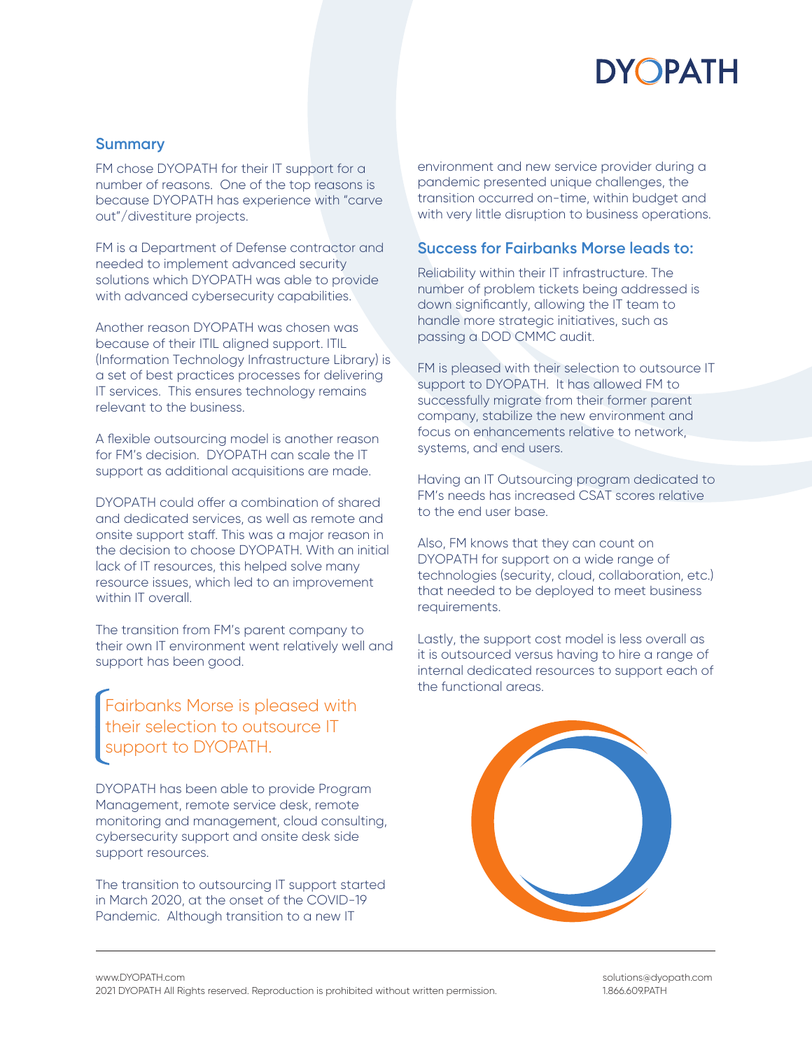## Summary

FM chose DYOPATH for their IT support for a number of reasons. One of the top reasons is because DYOPATH has experience with "carve out"/divestiture projects.

FM is a Department of Defense contractor and needed to implement advanced security solutions which DYOPATH was able to provide with advanced cybersecurity capabilities.

Another reason DYOPATH was chosen was because of their ITIL aligned support. ITIL (Information Technology Infrastructure Library) is a set of best practices processes for delivering IT services. This ensures technology remains relevant to the business.

A flexible outsourcing model is another reason for FM's decision. DYOPATH can scale the IT support as additional acquisitions are made.

DYOPATH could offer a combination of shared and dedicated services, as well as remote and onsite support staff. This was a major reason in the decision to choose DYOPATH. With an initial lack of IT resources, this helped solve many resource issues, which led to an improvement within IT overall.

The transition from FM's parent company to their own IT environment went relatively well and support has been good.

> Fairbanks Morse is pleased with their selection to outsource IT support to DYOPATH.

DYOPATH has been able to provide Program Management, remote service desk, remote monitoring and management, cloud consulting, cybersecurity support and onsite desk side support resources.

The transition to outsourcing IT support started in March 2020, at the onset of the COVID-19 Pandemic. Although transition to a new IT environment and new service provider during a pandemic presented unique challenges, the transition occurred on-time, within budget and with very little disruption to business operations.

## Success for Fairbanks Morse leads to:

Reliability within their IT infrastructure. The number of problem tickets being addressed is down significantly, allowing the IT team to handle more strategic initiatives, such as passing a DOD CMMC audit.

FM is pleased with their selection to outsource IT support to DYOPATH. It has allowed FM to successfully migrate from their former parent company, stabilize the new environment and focus on enhancements relative to network, systems, and end users.

Having an IT Outsourcing program dedicated to FM's needs has increased CSAT scores relative to the end user base.

Also, FM knows that they can count on DYOPATH for support on a wide range of technologies (security, cloud, collaboration, etc.) that needed to be deployed to meet business requirements.

Lastly, the support cost model is less overall as it is outsourced versus having to hire a range of internal dedicated resources to support each of the functional areas.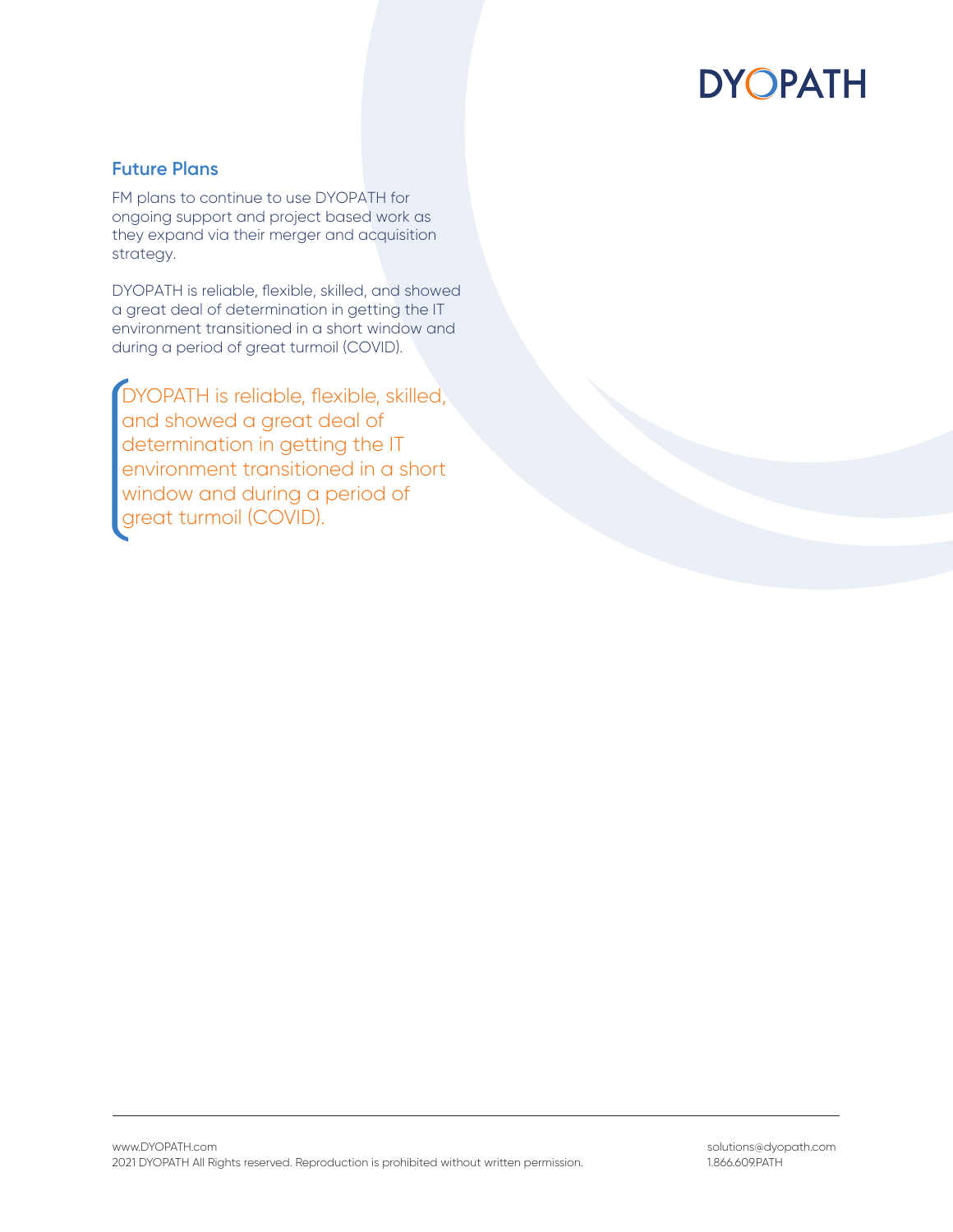## Future Plans

FM plans to continue to use DYOPATH for ongoing support and project based work as they expand via their merger and acquisition strategy.

DYOPATH is reliable, flexible, skilled, and showed a great deal of determination in getting the IT environment transitioned in a short window and during a period of great turmoil (COVID).

> DYOPATH is reliable, flexible, skilled, and showed a great deal of determination in getting the IT environment transitioned in a short window and during a period of great turmoil (COVID).